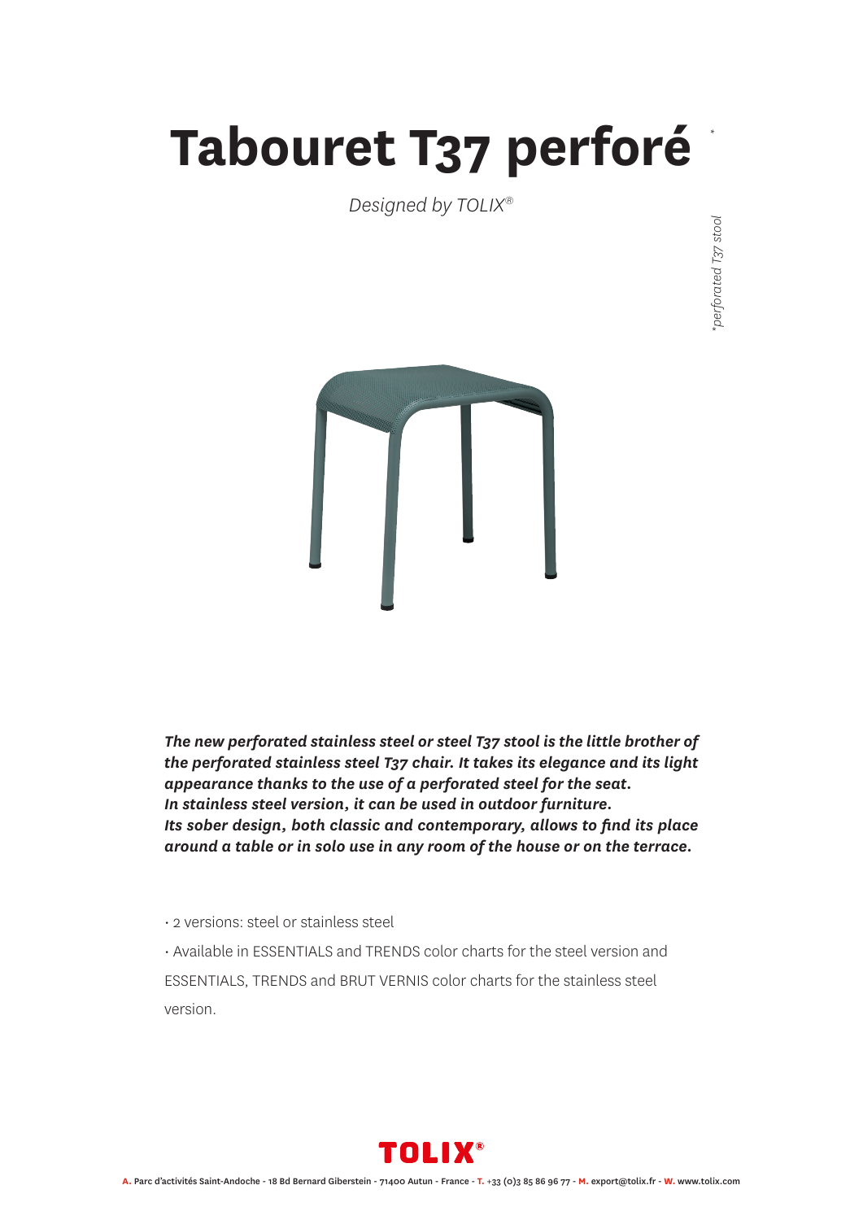# Tabouret T37 perforé *

*Designed by TOLIX®*

*\*perforated T37 stool*

***The new perforated stainless steel or steel T37 stool is the little brother of the perforated stainless steel T37 chair. It takes its elegance and its light appearance thanks to the use of a perforated steel for the seat.***
***In stainless steel version, it can be used in outdoor furniture.***
***Its sober design, both classic and contemporary, allows to find its place around a table or in solo use in any room of the house or on the terrace.***

- 2 versions: steel or stainless steel
- Available in ESSENTIALS and TRENDS color charts for the steel version and ESSENTIALS, TRENDS and BRUT VERNIS color charts for the stainless steel version.

TOLIX®

**A.** Parc d'activités Saint-Andoche - 18 Bd Bernard Giberstein - 71400 Autun - France - **T.** +33 (0)3 85 86 96 77 - **M.** export@tolix.fr - **W.** www.tolix.com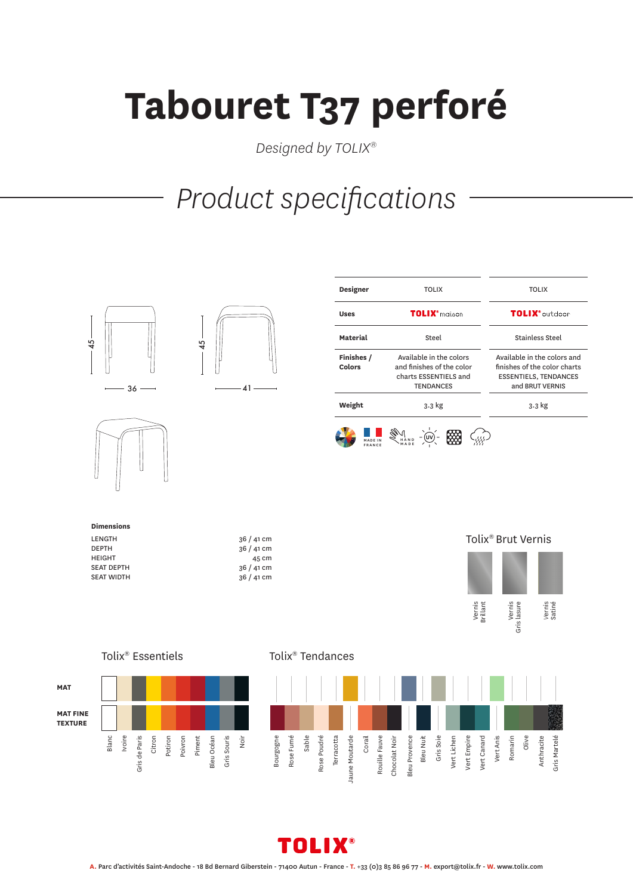# Tabouret T37 perforé

*Designed by TOLIX®*

## Product specifications

45

36

45

41

| | | |
|---|---|---|
| **Designer** | TOLIX | TOLIX |
| **Uses** | TOLIX® maison | TOLIX® outdoor |
| **Material** | Steel | Stainless Steel |
| **Finishes / Colors** | Available in the colors and finishes of the color charts ESSENTIELS and TENDANCES | Available in the colors and finishes of the color charts ESSENTIELS, TENDANCES and BRUT VERNIS |
| **Weight** | 3.3 kg | 3.3 kg |

MADE IN FRANCE

HAND MADE

UV

**Dimensions**

| | |
|---|---|
| LENGTH | 36 / 41 cm |
| DEPTH | 36 / 41 cm |
| HEIGHT | 45 cm |
| SEAT DEPTH | 36 / 41 cm |
| SEAT WIDTH | 36 / 41 cm |

### Tolix® Brut Vernis

Vernis Brillant, Vernis Gris lasure, Vernis Satiné

### Tolix® Essentiels

MAT

MAT FINE TEXTURE

Blanc, Ivoire, Gris de Paris, Citron, Potiron, Poivron, Piment, Bleu Océan, Gris Souris, Noir

### Tolix® Tendances

Bourgogne, Rose Fumé, Sable, Rose Poudré, Terracotta, Jaune Moutarde, Corail, Rouille Fauve, Chocolat Noir, Bleu Provence, Bleu Nuit, Gris Soie, Vert Lichen, Vert Empire, Vert Canard, Vert Anis, Romarin, Olive, Anthracite, Gris Martelé

TOLIX®

**A.** Parc d'activités Saint-Andoche - 18 Bd Bernard Giberstein - 71400 Autun - France - **T.** +33 (0)3 85 86 96 77 - **M.** export@tolix.fr - **W.** www.tolix.com